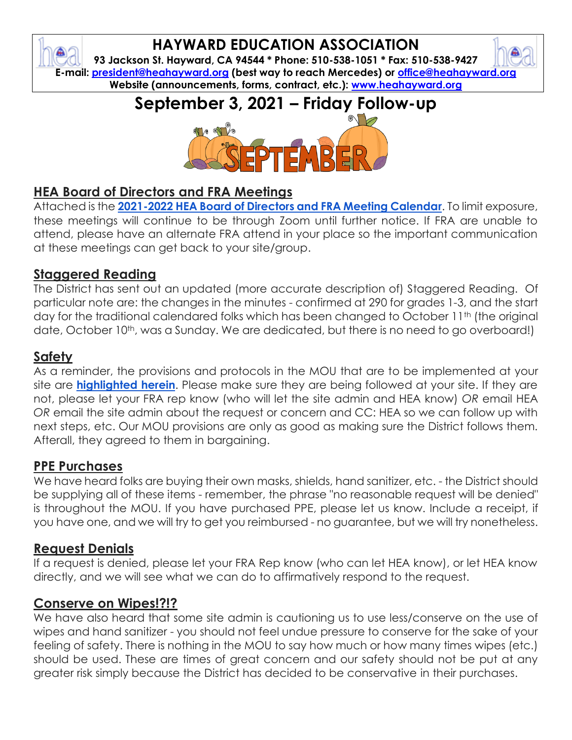# HAYWARD EDUCATION ASSOCIATION

**93 Jackson St. Hayward, CA 94544 * Phone: 510-538-1051 * Fax: 510-538-9427**
**E-mail: president@heahayward.org (best way to reach Mercedes) or office@heahayward.org**
**Website (announcements, forms, contract, etc.): www.heahayward.org**

# September 3, 2021 – Friday Follow-up

## HEA Board of Directors and FRA Meetings

Attached is the **2021-2022 HEA Board of Directors and FRA Meeting Calendar**. To limit exposure, these meetings will continue to be through Zoom until further notice. If FRA are unable to attend, please have an alternate FRA attend in your place so the important communication at these meetings can get back to your site/group.

## Staggered Reading

The District has sent out an updated (more accurate description of) Staggered Reading. Of particular note are: the changes in the minutes - confirmed at 290 for grades 1-3, and the start day for the traditional calendared folks which has been changed to October 11th (the original date, October 10th, was a Sunday. We are dedicated, but there is no need to go overboard!)

## Safety

As a reminder, the provisions and protocols in the MOU that are to be implemented at your site are **highlighted herein**. Please make sure they are being followed at your site. If they are not, please let your FRA rep know (who will let the site admin and HEA know) *OR* email HEA *OR* email the site admin about the request or concern and CC: HEA so we can follow up with next steps, etc. Our MOU provisions are only as good as making sure the District follows them. Afterall, they agreed to them in bargaining.

## PPE Purchases

We have heard folks are buying their own masks, shields, hand sanitizer, etc. - the District should be supplying all of these items - remember, the phrase "no reasonable request will be denied" is throughout the MOU. If you have purchased PPE, please let us know. Include a receipt, if you have one, and we will try to get you reimbursed - no guarantee, but we will try nonetheless.

## Request Denials

If a request is denied, please let your FRA Rep know (who can let HEA know), or let HEA know directly, and we will see what we can do to affirmatively respond to the request.

## Conserve on Wipes!?!?

We have also heard that some site admin is cautioning us to use less/conserve on the use of wipes and hand sanitizer - you should not feel undue pressure to conserve for the sake of your feeling of safety. There is nothing in the MOU to say how much or how many times wipes (etc.) should be used. These are times of great concern and our safety should not be put at any greater risk simply because the District has decided to be conservative in their purchases.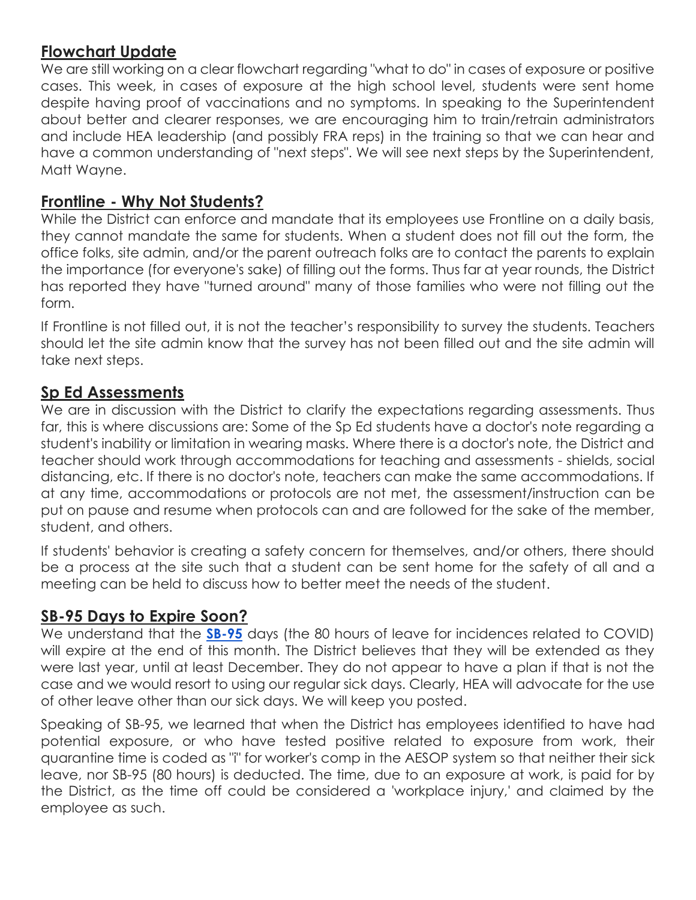## Flowchart Update

We are still working on a clear flowchart regarding "what to do" in cases of exposure or positive cases. This week, in cases of exposure at the high school level, students were sent home despite having proof of vaccinations and no symptoms. In speaking to the Superintendent about better and clearer responses, we are encouraging him to train/retrain administrators and include HEA leadership (and possibly FRA reps) in the training so that we can hear and have a common understanding of "next steps". We will see next steps by the Superintendent, Matt Wayne.

## Frontline - Why Not Students?

While the District can enforce and mandate that its employees use Frontline on a daily basis, they cannot mandate the same for students. When a student does not fill out the form, the office folks, site admin, and/or the parent outreach folks are to contact the parents to explain the importance (for everyone's sake) of filling out the forms. Thus far at year rounds, the District has reported they have "turned around" many of those families who were not filling out the form.

If Frontline is not filled out, it is not the teacher's responsibility to survey the students. Teachers should let the site admin know that the survey has not been filled out and the site admin will take next steps.

## Sp Ed Assessments

We are in discussion with the District to clarify the expectations regarding assessments. Thus far, this is where discussions are: Some of the Sp Ed students have a doctor's note regarding a student's inability or limitation in wearing masks. Where there is a doctor's note, the District and teacher should work through accommodations for teaching and assessments - shields, social distancing, etc. If there is no doctor's note, teachers can make the same accommodations. If at any time, accommodations or protocols are not met, the assessment/instruction can be put on pause and resume when protocols can and are followed for the sake of the member, student, and others.

If students' behavior is creating a safety concern for themselves, and/or others, there should be a process at the site such that a student can be sent home for the safety of all and a meeting can be held to discuss how to better meet the needs of the student.

## SB-95 Days to Expire Soon?

We understand that the **SB-95** days (the 80 hours of leave for incidences related to COVID) will expire at the end of this month. The District believes that they will be extended as they were last year, until at least December. They do not appear to have a plan if that is not the case and we would resort to using our regular sick days. Clearly, HEA will advocate for the use of other leave other than our sick days. We will keep you posted.

Speaking of SB-95, we learned that when the District has employees identified to have had potential exposure, or who have tested positive related to exposure from work, their quarantine time is coded as "i" for worker's comp in the AESOP system so that neither their sick leave, nor SB-95 (80 hours) is deducted. The time, due to an exposure at work, is paid for by the District, as the time off could be considered a 'workplace injury,' and claimed by the employee as such.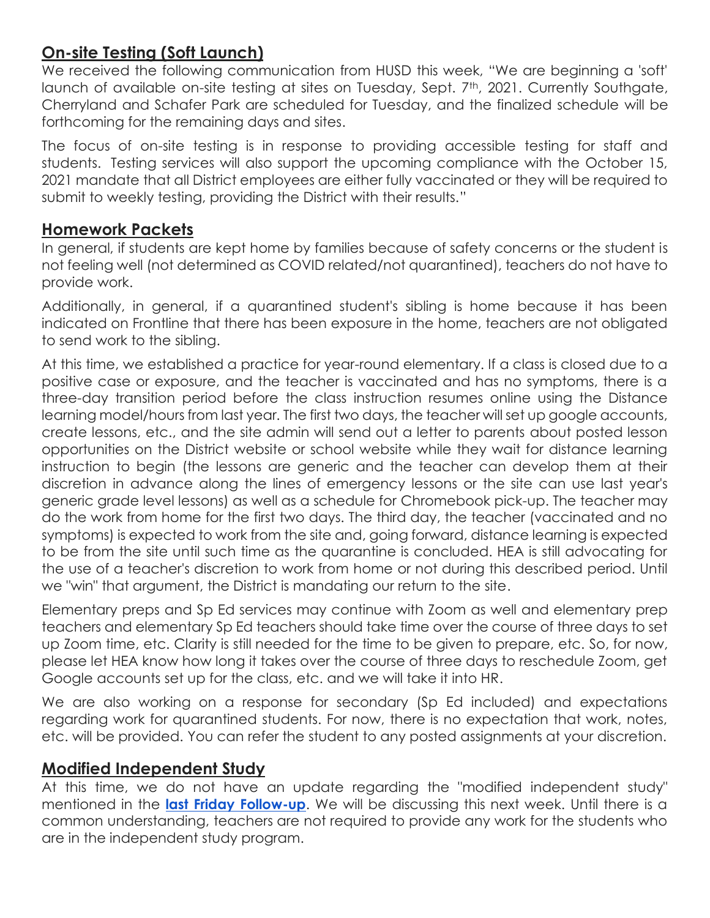## On-site Testing (Soft Launch)

We received the following communication from HUSD this week, "We are beginning a 'soft' launch of available on-site testing at sites on Tuesday, Sept. 7th, 2021. Currently Southgate, Cherryland and Schafer Park are scheduled for Tuesday, and the finalized schedule will be forthcoming for the remaining days and sites.

The focus of on-site testing is in response to providing accessible testing for staff and students. Testing services will also support the upcoming compliance with the October 15, 2021 mandate that all District employees are either fully vaccinated or they will be required to submit to weekly testing, providing the District with their results."

## Homework Packets

In general, if students are kept home by families because of safety concerns or the student is not feeling well (not determined as COVID related/not quarantined), teachers do not have to provide work.

Additionally, in general, if a quarantined student's sibling is home because it has been indicated on Frontline that there has been exposure in the home, teachers are not obligated to send work to the sibling.

At this time, we established a practice for year-round elementary. If a class is closed due to a positive case or exposure, and the teacher is vaccinated and has no symptoms, there is a three-day transition period before the class instruction resumes online using the Distance learning model/hours from last year. The first two days, the teacher will set up google accounts, create lessons, etc., and the site admin will send out a letter to parents about posted lesson opportunities on the District website or school website while they wait for distance learning instruction to begin (the lessons are generic and the teacher can develop them at their discretion in advance along the lines of emergency lessons or the site can use last year's generic grade level lessons) as well as a schedule for Chromebook pick-up. The teacher may do the work from home for the first two days. The third day, the teacher (vaccinated and no symptoms) is expected to work from the site and, going forward, distance learning is expected to be from the site until such time as the quarantine is concluded. HEA is still advocating for the use of a teacher's discretion to work from home or not during this described period. Until we "win" that argument, the District is mandating our return to the site.

Elementary preps and Sp Ed services may continue with Zoom as well and elementary prep teachers and elementary Sp Ed teachers should take time over the course of three days to set up Zoom time, etc. Clarity is still needed for the time to be given to prepare, etc. So, for now, please let HEA know how long it takes over the course of three days to reschedule Zoom, get Google accounts set up for the class, etc. and we will take it into HR.

We are also working on a response for secondary (Sp Ed included) and expectations regarding work for quarantined students. For now, there is no expectation that work, notes, etc. will be provided. You can refer the student to any posted assignments at your discretion.

## Modified Independent Study

At this time, we do not have an update regarding the "modified independent study" mentioned in the **last Friday Follow-up**. We will be discussing this next week. Until there is a common understanding, teachers are not required to provide any work for the students who are in the independent study program.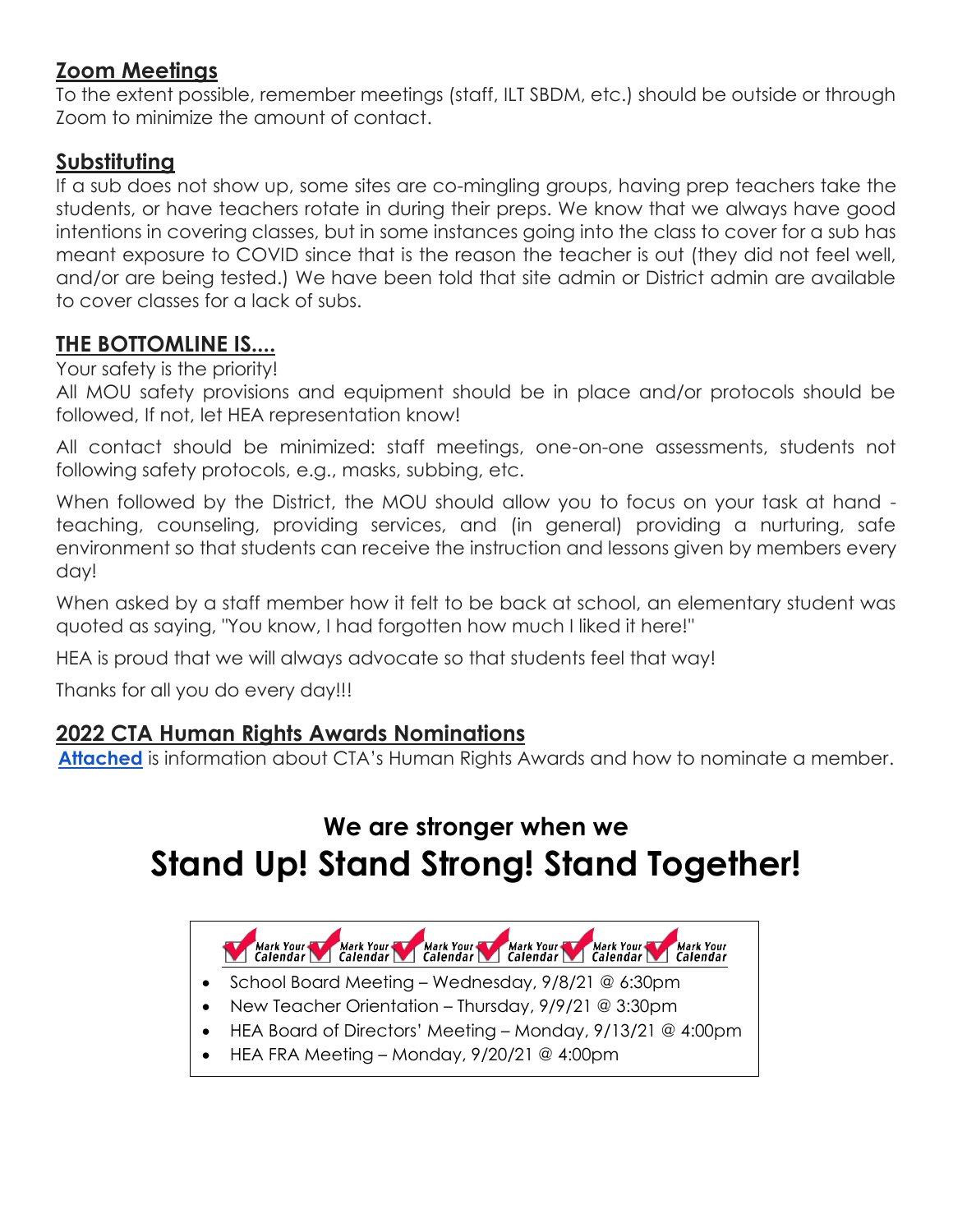## Zoom Meetings

To the extent possible, remember meetings (staff, ILT SBDM, etc.) should be outside or through Zoom to minimize the amount of contact.

## Substituting

If a sub does not show up, some sites are co-mingling groups, having prep teachers take the students, or have teachers rotate in during their preps. We know that we always have good intentions in covering classes, but in some instances going into the class to cover for a sub has meant exposure to COVID since that is the reason the teacher is out (they did not feel well, and/or are being tested.) We have been told that site admin or District admin are available to cover classes for a lack of subs.

## THE BOTTOMLINE IS....

Your safety is the priority!

All MOU safety provisions and equipment should be in place and/or protocols should be followed, If not, let HEA representation know!

All contact should be minimized: staff meetings, one-on-one assessments, students not following safety protocols, e.g., masks, subbing, etc.

When followed by the District, the MOU should allow you to focus on your task at hand - teaching, counseling, providing services, and (in general) providing a nurturing, safe environment so that students can receive the instruction and lessons given by members every day!

When asked by a staff member how it felt to be back at school, an elementary student was quoted as saying, "You know, I had forgotten how much I liked it here!"

HEA is proud that we will always advocate so that students feel that way!

Thanks for all you do every day!!!

## 2022 CTA Human Rights Awards Nominations

**Attached** is information about CTA's Human Rights Awards and how to nominate a member.

## We are stronger when we

# Stand Up! Stand Strong! Stand Together!

Mark Your Calendar Mark Your Calendar Mark Your Calendar Mark Your Calendar Mark Your Calendar Mark Your Calendar

- School Board Meeting – Wednesday, 9/8/21 @ 6:30pm
- New Teacher Orientation – Thursday, 9/9/21 @ 3:30pm
- HEA Board of Directors' Meeting – Monday, 9/13/21 @ 4:00pm
- HEA FRA Meeting – Monday, 9/20/21 @ 4:00pm